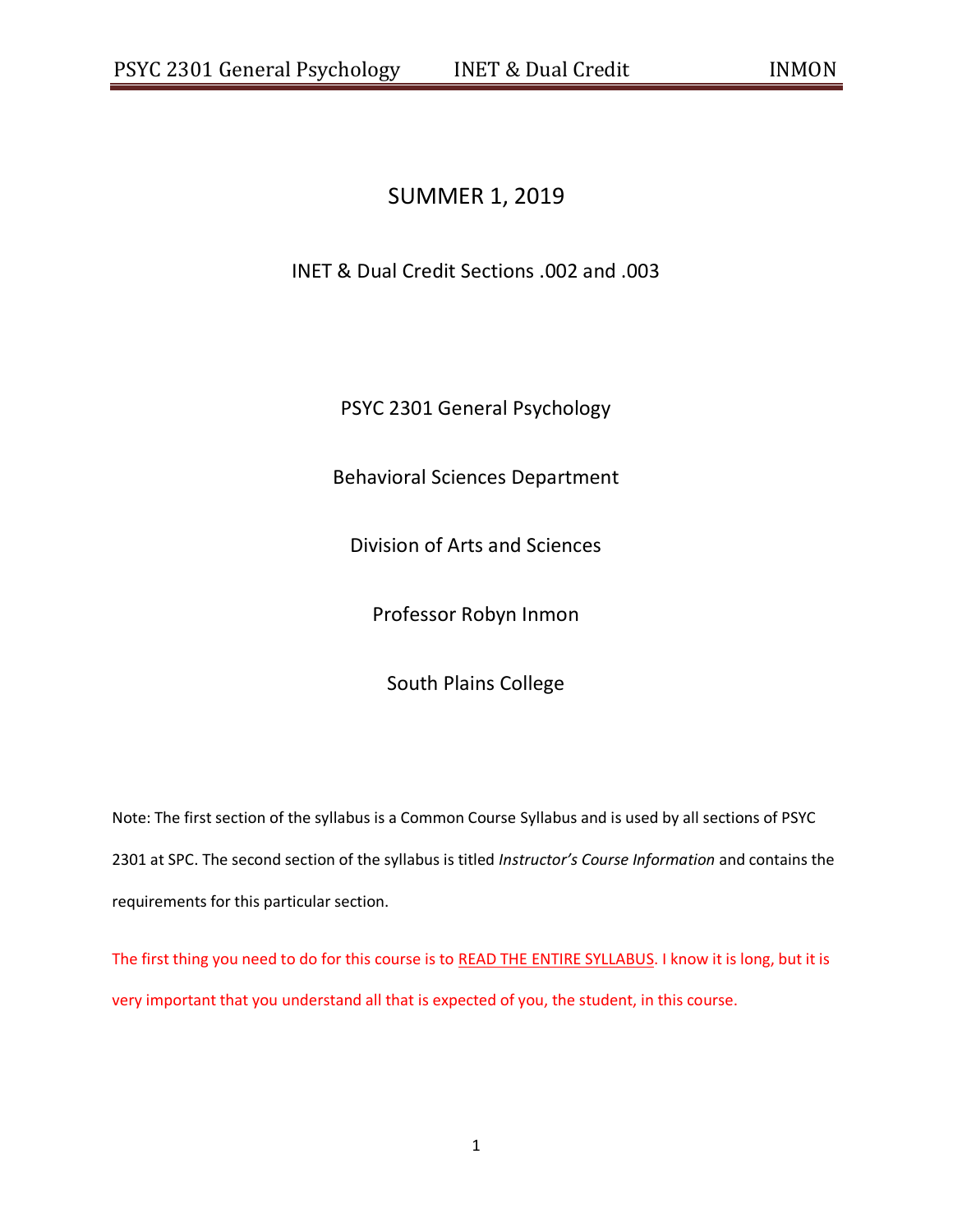# SUMMER 1, 2019

## INET & Dual Credit Sections .002 and .003

PSYC 2301 General Psychology

Behavioral Sciences Department

Division of Arts and Sciences

Professor Robyn Inmon

South Plains College

Note: The first section of the syllabus is a Common Course Syllabus and is used by all sections of PSYC 2301 at SPC. The second section of the syllabus is titled *Instructor's Course Information* and contains the requirements for this particular section.

The first thing you need to do for this course is to READ THE ENTIRE SYLLABUS. I know it is long, but it is very important that you understand all that is expected of you, the student, in this course.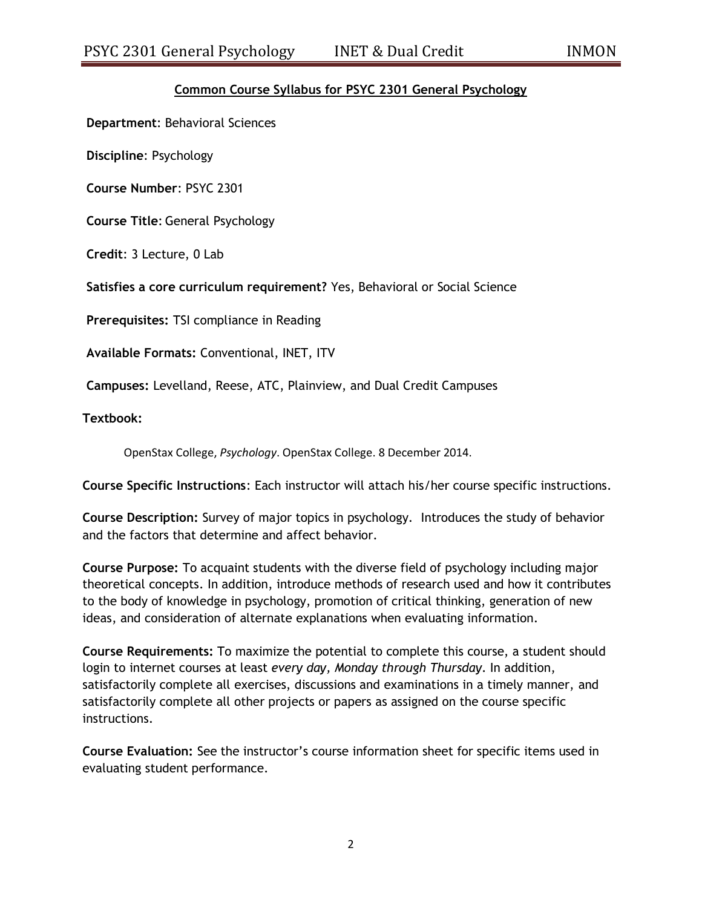## Common Course Syllabus for PSYC 2301 General Psychology

**Department**: Behavioral Sciences

**Discipline**: Psychology

**Course Number**: PSYC 2301

**Course Title**: General Psychology

**Credit**: 3 Lecture, 0 Lab

**Satisfies a core curriculum requirement?** Yes, Behavioral or Social Science

**Prerequisites:** TSI compliance in Reading

**Available Formats:** Conventional, INET, ITV

**Campuses:** Levelland, Reese, ATC, Plainview, and Dual Credit Campuses

**Textbook:**

OpenStax College, *Psychology*. OpenStax College. 8 December 2014.

**Course Specific Instructions**: Each instructor will attach his/her course specific instructions.

**Course Description:** Survey of major topics in psychology. Introduces the study of behavior and the factors that determine and affect behavior.

**Course Purpose:** To acquaint students with the diverse field of psychology including major theoretical concepts. In addition, introduce methods of research used and how it contributes to the body of knowledge in psychology, promotion of critical thinking, generation of new ideas, and consideration of alternate explanations when evaluating information.

**Course Requirements:** To maximize the potential to complete this course, a student should login to internet courses at least *every day, Monday through Thursday*. In addition, satisfactorily complete all exercises, discussions and examinations in a timely manner, and satisfactorily complete all other projects or papers as assigned on the course specific instructions.

**Course Evaluation:** See the instructor's course information sheet for specific items used in evaluating student performance.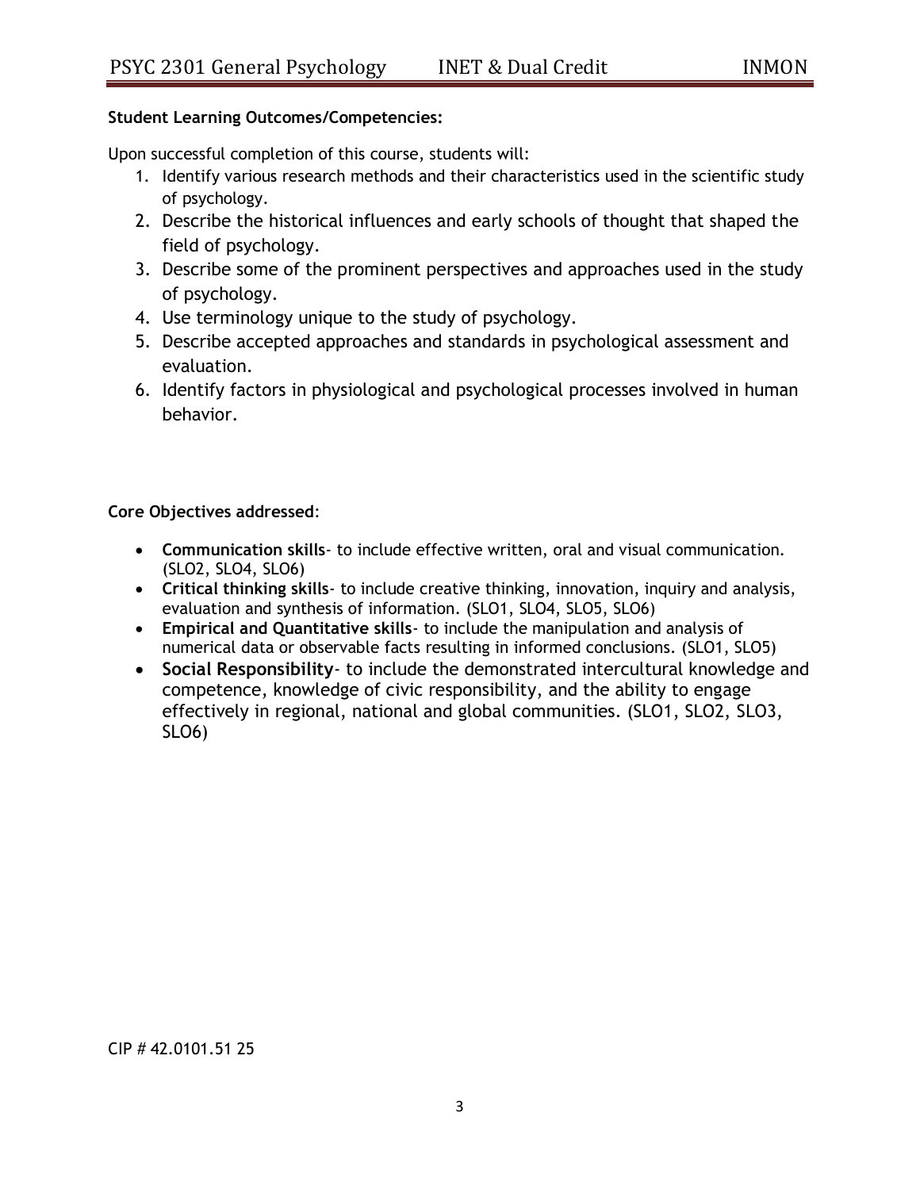**Student Learning Outcomes/Competencies:**

Upon successful completion of this course, students will:

1. Identify various research methods and their characteristics used in the scientific study of psychology.
2. Describe the historical influences and early schools of thought that shaped the field of psychology.
3. Describe some of the prominent perspectives and approaches used in the study of psychology.
4. Use terminology unique to the study of psychology.
5. Describe accepted approaches and standards in psychological assessment and evaluation.
6. Identify factors in physiological and psychological processes involved in human behavior.

**Core Objectives addressed**:

- **Communication skills**- to include effective written, oral and visual communication. (SLO2, SLO4, SLO6)
- **Critical thinking skills**- to include creative thinking, innovation, inquiry and analysis, evaluation and synthesis of information. (SLO1, SLO4, SLO5, SLO6)
- **Empirical and Quantitative skills**- to include the manipulation and analysis of numerical data or observable facts resulting in informed conclusions. (SLO1, SLO5)
- **Social Responsibility**- to include the demonstrated intercultural knowledge and competence, knowledge of civic responsibility, and the ability to engage effectively in regional, national and global communities. (SLO1, SLO2, SLO3, SLO6)

CIP # 42.0101.51 25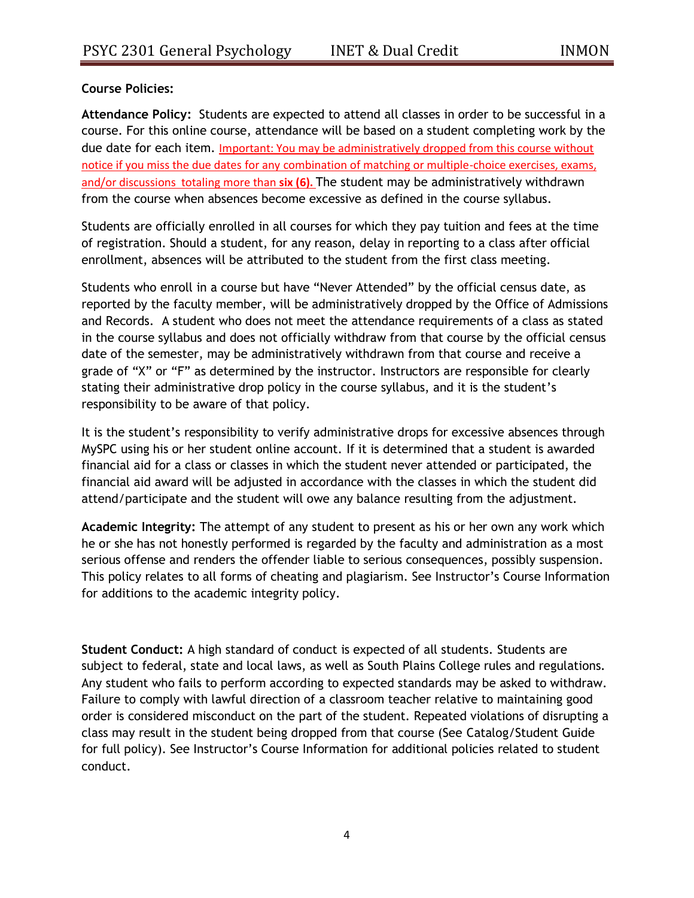**Course Policies:**

**Attendance Policy:** Students are expected to attend all classes in order to be successful in a course. For this online course, attendance will be based on a student completing work by the due date for each item. Important: You may be administratively dropped from this course without notice if you miss the due dates for any combination of matching or multiple-choice exercises, exams, and/or discussions totaling more than **six (6).** The student may be administratively withdrawn from the course when absences become excessive as defined in the course syllabus.

Students are officially enrolled in all courses for which they pay tuition and fees at the time of registration. Should a student, for any reason, delay in reporting to a class after official enrollment, absences will be attributed to the student from the first class meeting.

Students who enroll in a course but have "Never Attended" by the official census date, as reported by the faculty member, will be administratively dropped by the Office of Admissions and Records. A student who does not meet the attendance requirements of a class as stated in the course syllabus and does not officially withdraw from that course by the official census date of the semester, may be administratively withdrawn from that course and receive a grade of "X" or "F" as determined by the instructor. Instructors are responsible for clearly stating their administrative drop policy in the course syllabus, and it is the student's responsibility to be aware of that policy.

It is the student's responsibility to verify administrative drops for excessive absences through MySPC using his or her student online account. If it is determined that a student is awarded financial aid for a class or classes in which the student never attended or participated, the financial aid award will be adjusted in accordance with the classes in which the student did attend/participate and the student will owe any balance resulting from the adjustment.

**Academic Integrity:** The attempt of any student to present as his or her own any work which he or she has not honestly performed is regarded by the faculty and administration as a most serious offense and renders the offender liable to serious consequences, possibly suspension. This policy relates to all forms of cheating and plagiarism. See Instructor's Course Information for additions to the academic integrity policy.

**Student Conduct:** A high standard of conduct is expected of all students. Students are subject to federal, state and local laws, as well as South Plains College rules and regulations. Any student who fails to perform according to expected standards may be asked to withdraw. Failure to comply with lawful direction of a classroom teacher relative to maintaining good order is considered misconduct on the part of the student. Repeated violations of disrupting a class may result in the student being dropped from that course (See Catalog/Student Guide for full policy). See Instructor's Course Information for additional policies related to student conduct.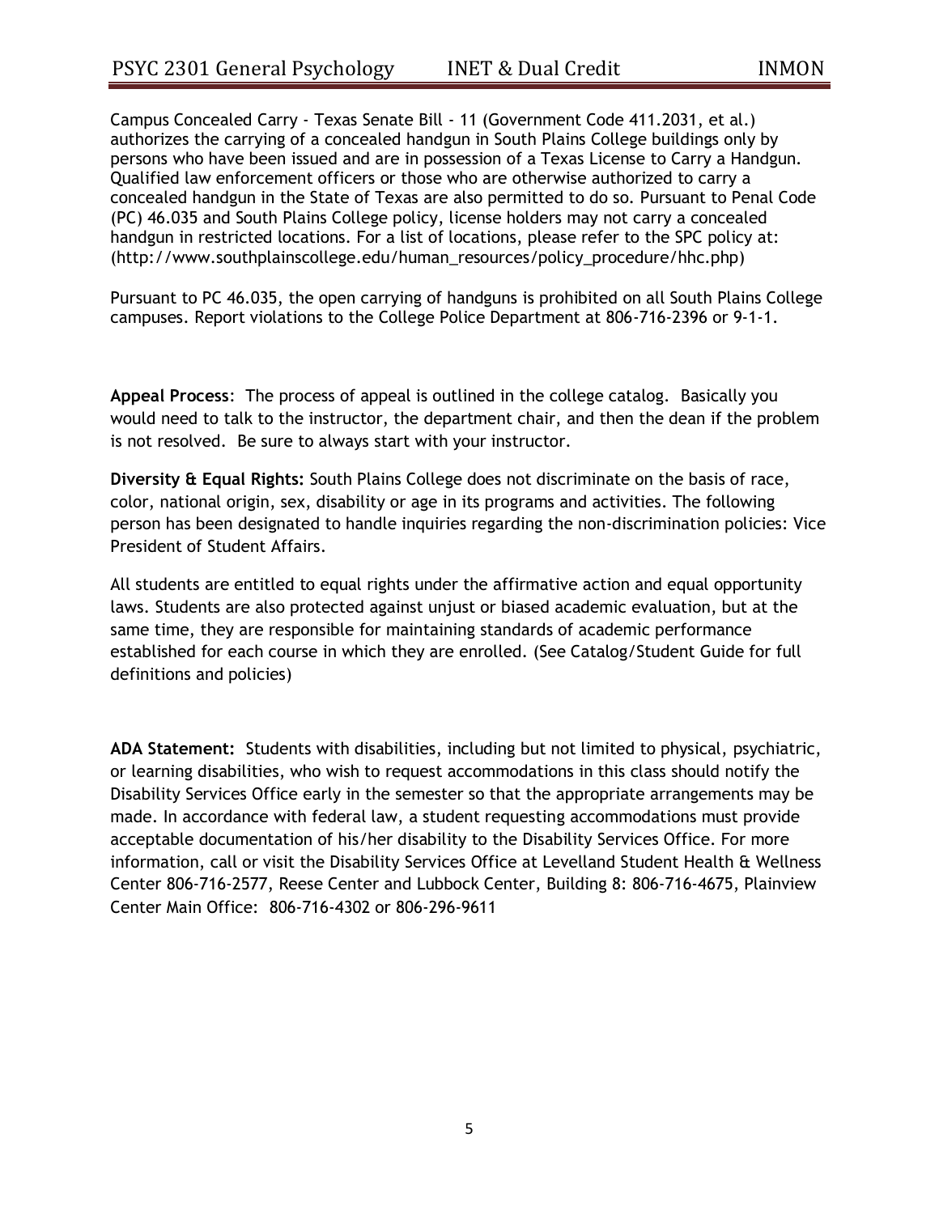Campus Concealed Carry - Texas Senate Bill - 11 (Government Code 411.2031, et al.) authorizes the carrying of a concealed handgun in South Plains College buildings only by persons who have been issued and are in possession of a Texas License to Carry a Handgun. Qualified law enforcement officers or those who are otherwise authorized to carry a concealed handgun in the State of Texas are also permitted to do so. Pursuant to Penal Code (PC) 46.035 and South Plains College policy, license holders may not carry a concealed handgun in restricted locations. For a list of locations, please refer to the SPC policy at: (http://www.southplainscollege.edu/human_resources/policy_procedure/hhc.php)

Pursuant to PC 46.035, the open carrying of handguns is prohibited on all South Plains College campuses. Report violations to the College Police Department at 806-716-2396 or 9-1-1.

**Appeal Process**: The process of appeal is outlined in the college catalog. Basically you would need to talk to the instructor, the department chair, and then the dean if the problem is not resolved. Be sure to always start with your instructor.

**Diversity & Equal Rights:** South Plains College does not discriminate on the basis of race, color, national origin, sex, disability or age in its programs and activities. The following person has been designated to handle inquiries regarding the non-discrimination policies: Vice President of Student Affairs.

All students are entitled to equal rights under the affirmative action and equal opportunity laws. Students are also protected against unjust or biased academic evaluation, but at the same time, they are responsible for maintaining standards of academic performance established for each course in which they are enrolled. (See Catalog/Student Guide for full definitions and policies)

**ADA Statement:** Students with disabilities, including but not limited to physical, psychiatric, or learning disabilities, who wish to request accommodations in this class should notify the Disability Services Office early in the semester so that the appropriate arrangements may be made. In accordance with federal law, a student requesting accommodations must provide acceptable documentation of his/her disability to the Disability Services Office. For more information, call or visit the Disability Services Office at Levelland Student Health & Wellness Center 806-716-2577, Reese Center and Lubbock Center, Building 8: 806-716-4675, Plainview Center Main Office: 806-716-4302 or 806-296-9611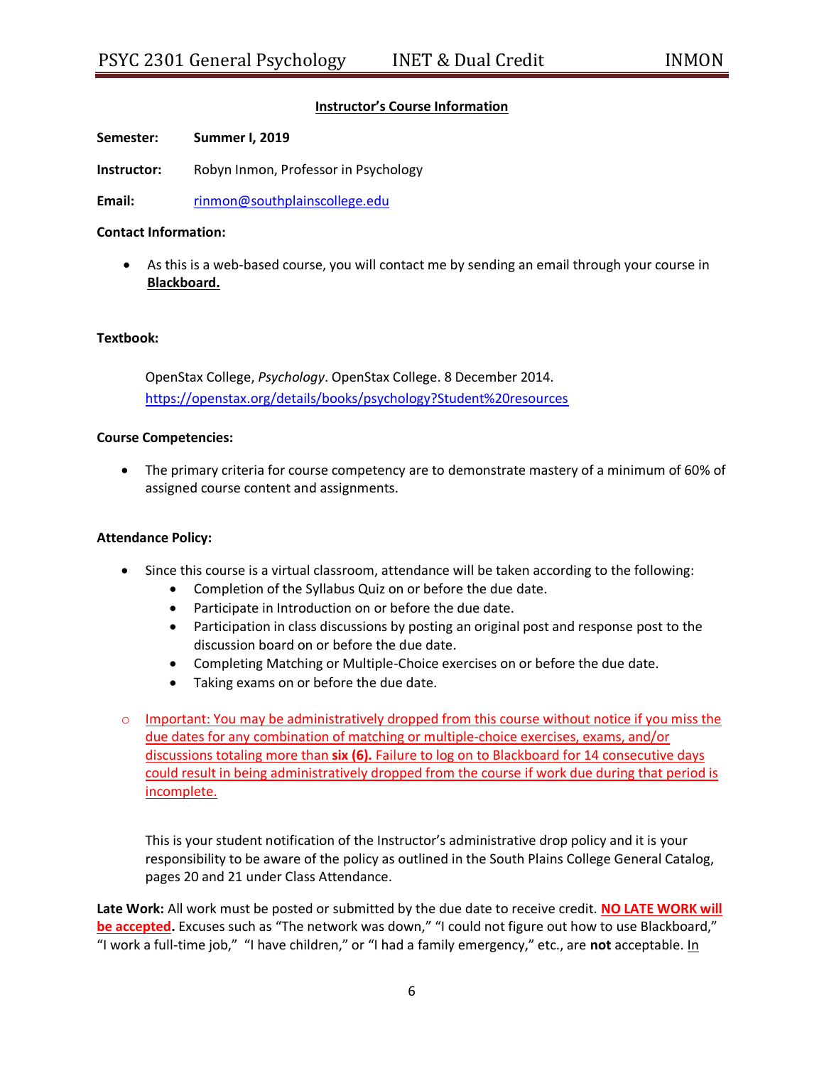## Instructor's Course Information

**Semester:** **Summer I, 2019**

**Instructor:** Robyn Inmon, Professor in Psychology

**Email:** rinmon@southplainscollege.edu

**Contact Information:**

- As this is a web-based course, you will contact me by sending an email through your course in **Blackboard.**

**Textbook:**

OpenStax College, *Psychology*. OpenStax College. 8 December 2014. https://openstax.org/details/books/psychology?Student%20resources

**Course Competencies:**

- The primary criteria for course competency are to demonstrate mastery of a minimum of 60% of assigned course content and assignments.

**Attendance Policy:**

- Since this course is a virtual classroom, attendance will be taken according to the following:
  - Completion of the Syllabus Quiz on or before the due date.
  - Participate in Introduction on or before the due date.
  - Participation in class discussions by posting an original post and response post to the discussion board on or before the due date.
  - Completing Matching or Multiple-Choice exercises on or before the due date.
  - Taking exams on or before the due date.

  - Important: You may be administratively dropped from this course without notice if you miss the due dates for any combination of matching or multiple-choice exercises, exams, and/or discussions totaling more than **six (6).** Failure to log on to Blackboard for 14 consecutive days could result in being administratively dropped from the course if work due during that period is incomplete.

This is your student notification of the Instructor's administrative drop policy and it is your responsibility to be aware of the policy as outlined in the South Plains College General Catalog, pages 20 and 21 under Class Attendance.

**Late Work:** All work must be posted or submitted by the due date to receive credit. **NO LATE WORK will be accepted.** Excuses such as "The network was down," "I could not figure out how to use Blackboard," "I work a full-time job," "I have children," or "I had a family emergency," etc., are **not** acceptable. In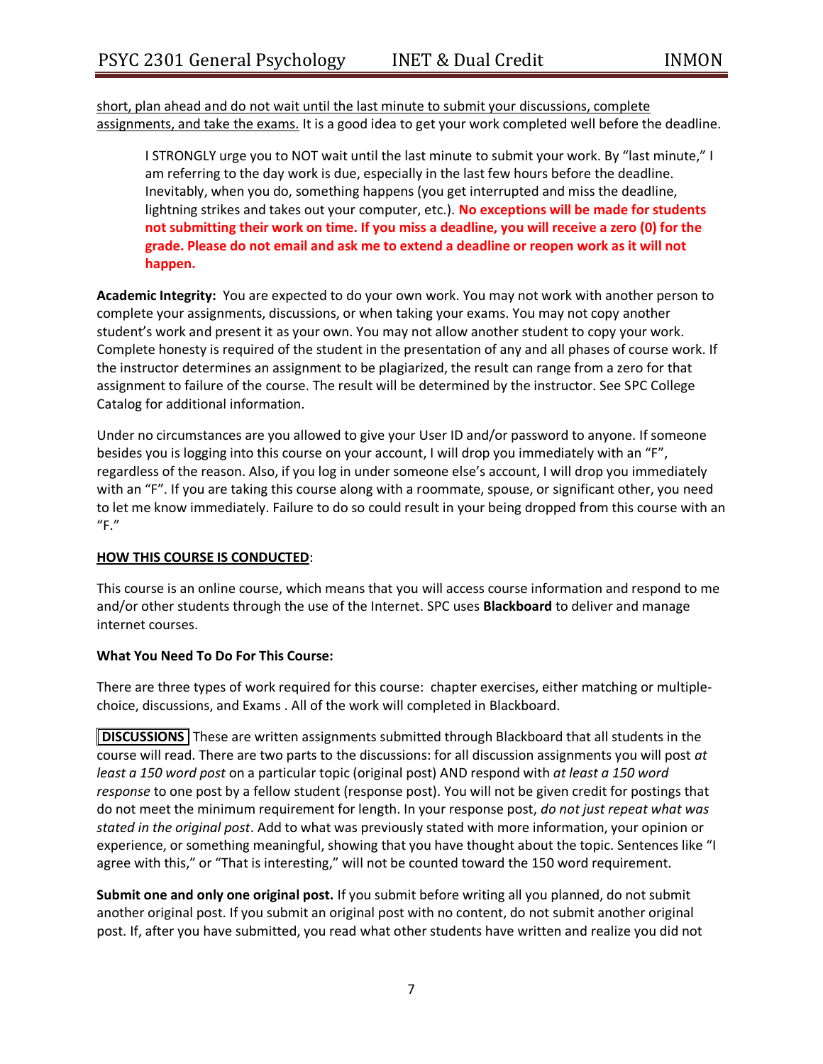short, plan ahead and do not wait until the last minute to submit your discussions, complete assignments, and take the exams. It is a good idea to get your work completed well before the deadline.

> I STRONGLY urge you to NOT wait until the last minute to submit your work. By "last minute," I am referring to the day work is due, especially in the last few hours before the deadline. Inevitably, when you do, something happens (you get interrupted and miss the deadline, lightning strikes and takes out your computer, etc.). **No exceptions will be made for students not submitting their work on time. If you miss a deadline, you will receive a zero (0) for the grade. Please do not email and ask me to extend a deadline or reopen work as it will not happen.**

**Academic Integrity:** You are expected to do your own work. You may not work with another person to complete your assignments, discussions, or when taking your exams. You may not copy another student's work and present it as your own. You may not allow another student to copy your work. Complete honesty is required of the student in the presentation of any and all phases of course work. If the instructor determines an assignment to be plagiarized, the result can range from a zero for that assignment to failure of the course. The result will be determined by the instructor. See SPC College Catalog for additional information.

Under no circumstances are you allowed to give your User ID and/or password to anyone. If someone besides you is logging into this course on your account, I will drop you immediately with an "F", regardless of the reason. Also, if you log in under someone else's account, I will drop you immediately with an "F". If you are taking this course along with a roommate, spouse, or significant other, you need to let me know immediately. Failure to do so could result in your being dropped from this course with an "F."

## HOW THIS COURSE IS CONDUCTED:

This course is an online course, which means that you will access course information and respond to me and/or other students through the use of the Internet. SPC uses **Blackboard** to deliver and manage internet courses.

**What You Need To Do For This Course:**

There are three types of work required for this course: chapter exercises, either matching or multiple-choice, discussions, and Exams . All of the work will completed in Blackboard.

**DISCUSSIONS** These are written assignments submitted through Blackboard that all students in the course will read. There are two parts to the discussions: for all discussion assignments you will post *at least a 150 word post* on a particular topic (original post) AND respond with *at least a 150 word response* to one post by a fellow student (response post). You will not be given credit for postings that do not meet the minimum requirement for length. In your response post, *do not just repeat what was stated in the original post*. Add to what was previously stated with more information, your opinion or experience, or something meaningful, showing that you have thought about the topic. Sentences like "I agree with this," or "That is interesting," will not be counted toward the 150 word requirement.

**Submit one and only one original post.** If you submit before writing all you planned, do not submit another original post. If you submit an original post with no content, do not submit another original post. If, after you have submitted, you read what other students have written and realize you did not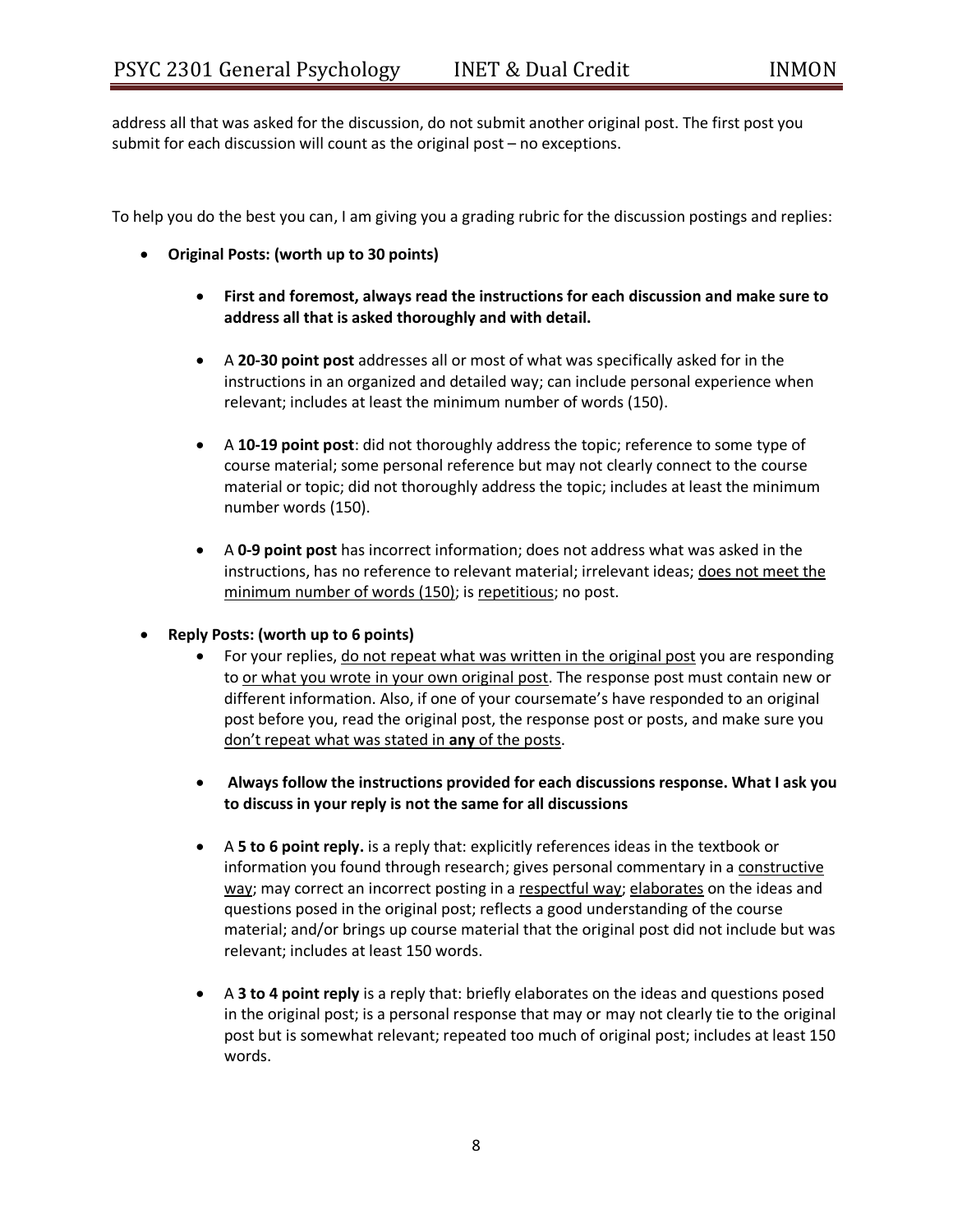address all that was asked for the discussion, do not submit another original post. The first post you submit for each discussion will count as the original post – no exceptions.

To help you do the best you can, I am giving you a grading rubric for the discussion postings and replies:

- **Original Posts: (worth up to 30 points)**
  - **First and foremost, always read the instructions for each discussion and make sure to address all that is asked thoroughly and with detail.**
  - A **20-30 point post** addresses all or most of what was specifically asked for in the instructions in an organized and detailed way; can include personal experience when relevant; includes at least the minimum number of words (150).
  - A **10-19 point post**: did not thoroughly address the topic; reference to some type of course material; some personal reference but may not clearly connect to the course material or topic; did not thoroughly address the topic; includes at least the minimum number words (150).
  - A **0-9 point post** has incorrect information; does not address what was asked in the instructions, has no reference to relevant material; irrelevant ideas; <u>does not meet the minimum number of words (150)</u>; is <u>repetitious</u>; no post.
- **Reply Posts: (worth up to 6 points)**
  - For your replies, <u>do not repeat what was written in the original post</u> you are responding to <u>or what you wrote in your own original post</u>. The response post must contain new or different information. Also, if one of your coursemate's have responded to an original post before you, read the original post, the response post or posts, and make sure you <u>don't repeat what was stated in **any** of the posts</u>.
  - **Always follow the instructions provided for each discussions response. What I ask you to discuss in your reply is not the same for all discussions**
  - A **5 to 6 point reply.** is a reply that: explicitly references ideas in the textbook or information you found through research; gives personal commentary in a <u>constructive way</u>; may correct an incorrect posting in a <u>respectful way</u>; <u>elaborates</u> on the ideas and questions posed in the original post; reflects a good understanding of the course material; and/or brings up course material that the original post did not include but was relevant; includes at least 150 words.
  - A **3 to 4 point reply** is a reply that: briefly elaborates on the ideas and questions posed in the original post; is a personal response that may or may not clearly tie to the original post but is somewhat relevant; repeated too much of original post; includes at least 150 words.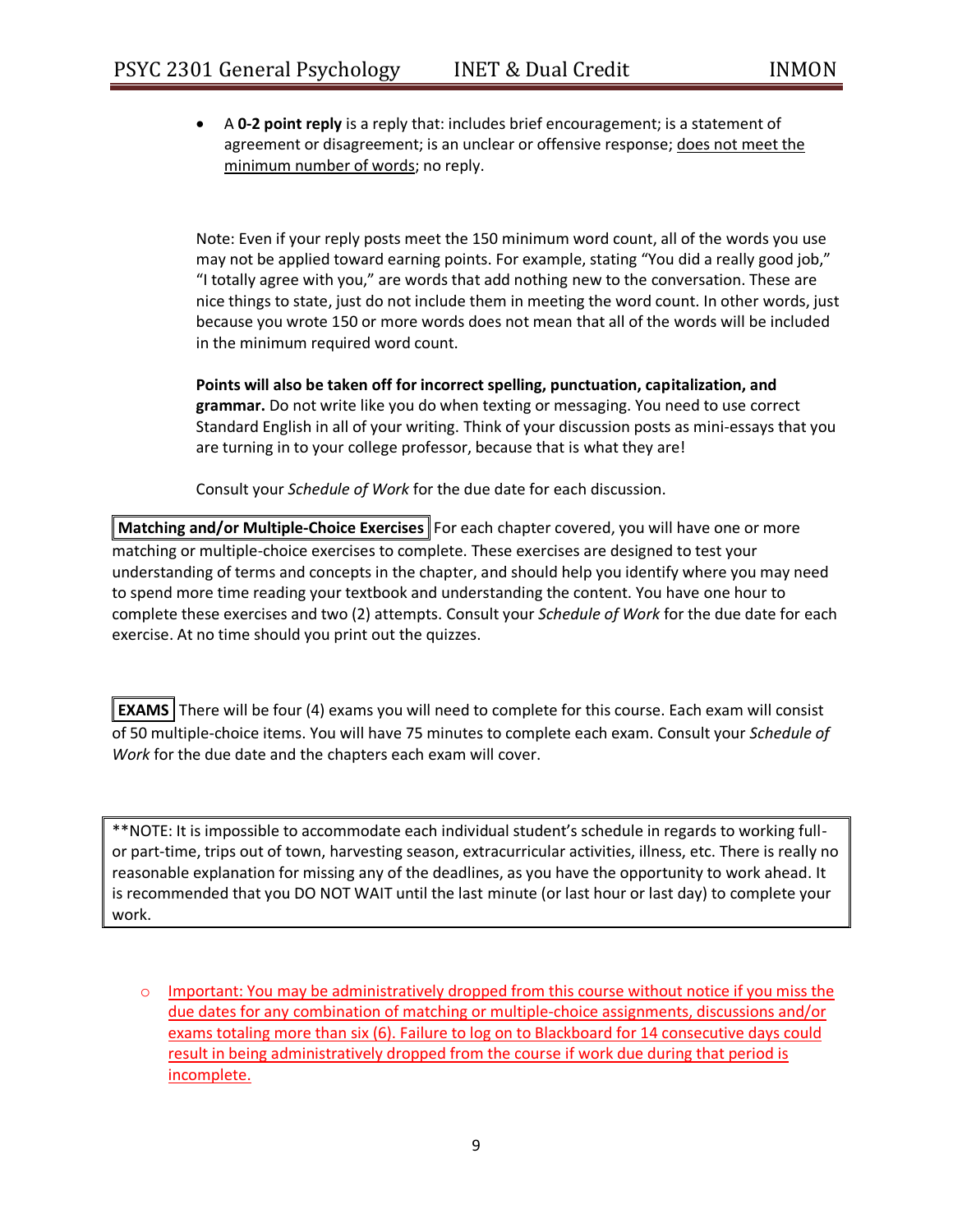- A **0-2 point reply** is a reply that: includes brief encouragement; is a statement of agreement or disagreement; is an unclear or offensive response; <u>does not meet the minimum number of words</u>; no reply.

Note: Even if your reply posts meet the 150 minimum word count, all of the words you use may not be applied toward earning points. For example, stating "You did a really good job," "I totally agree with you," are words that add nothing new to the conversation. These are nice things to state, just do not include them in meeting the word count. In other words, just because you wrote 150 or more words does not mean that all of the words will be included in the minimum required word count.

**Points will also be taken off for incorrect spelling, punctuation, capitalization, and grammar.** Do not write like you do when texting or messaging. You need to use correct Standard English in all of your writing. Think of your discussion posts as mini-essays that you are turning in to your college professor, because that is what they are!

Consult your *Schedule of Work* for the due date for each discussion.

**Matching and/or Multiple-Choice Exercises** For each chapter covered, you will have one or more matching or multiple-choice exercises to complete. These exercises are designed to test your understanding of terms and concepts in the chapter, and should help you identify where you may need to spend more time reading your textbook and understanding the content. You have one hour to complete these exercises and two (2) attempts. Consult your *Schedule of Work* for the due date for each exercise. At no time should you print out the quizzes.

**EXAMS** There will be four (4) exams you will need to complete for this course. Each exam will consist of 50 multiple-choice items. You will have 75 minutes to complete each exam. Consult your *Schedule of Work* for the due date and the chapters each exam will cover.

**NOTE: It is impossible to accommodate each individual student's schedule in regards to working full- or part-time, trips out of town, harvesting season, extracurricular activities, illness, etc. There is really no reasonable explanation for missing any of the deadlines, as you have the opportunity to work ahead. It is recommended that you DO NOT WAIT until the last minute (or last hour or last day) to complete your work.

- <u>Important: You may be administratively dropped from this course without notice if you miss the due dates for any combination of matching or multiple-choice assignments, discussions and/or exams totaling more than six (6). Failure to log on to Blackboard for 14 consecutive days could result in being administratively dropped from the course if work due during that period is incomplete.</u>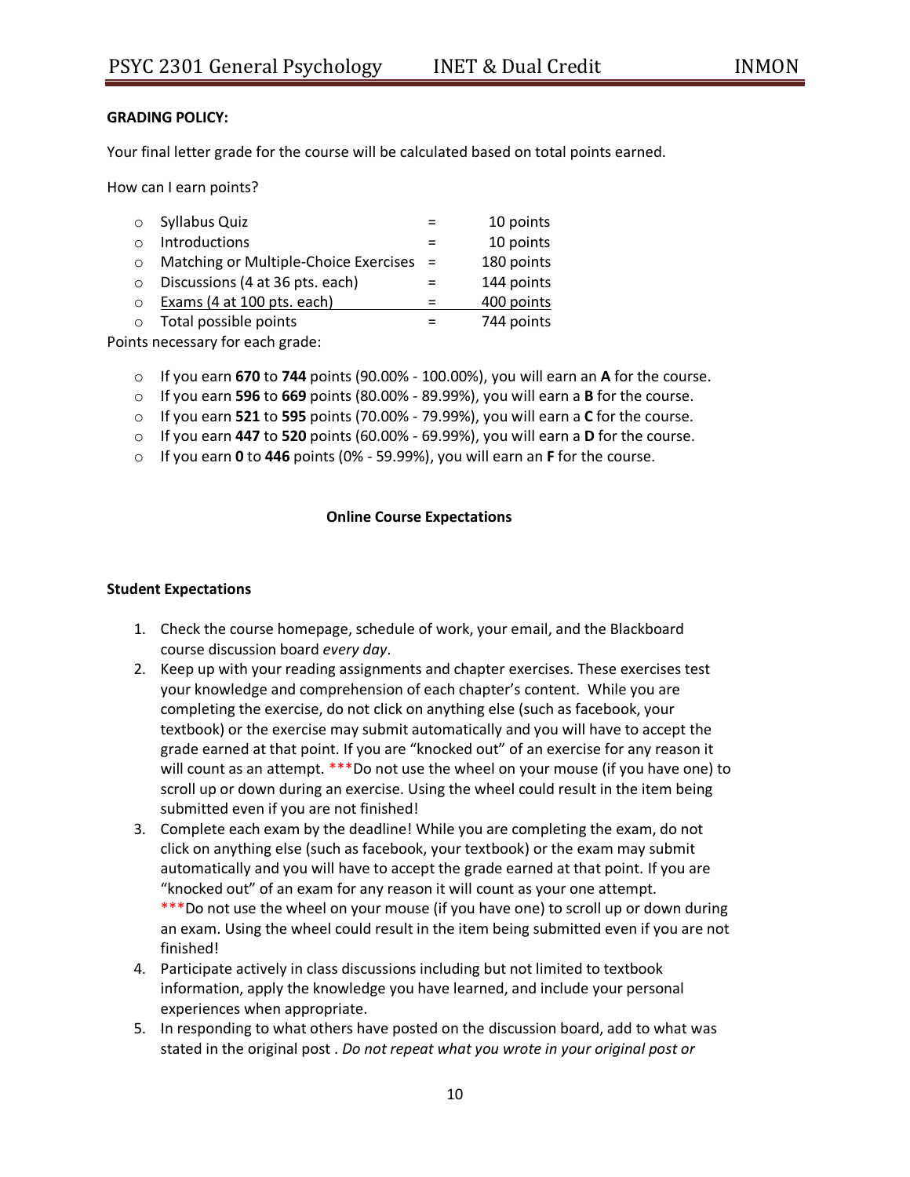**GRADING POLICY:**

Your final letter grade for the course will be calculated based on total points earned.

How can I earn points?

- Syllabus Quiz = 10 points
- Introductions = 10 points
- Matching or Multiple-Choice Exercises = 180 points
- Discussions (4 at 36 pts. each) = 144 points
- Exams (4 at 100 pts. each) = 400 points
- Total possible points = 744 points

Points necessary for each grade:

- If you earn **670** to **744** points (90.00% - 100.00%), you will earn an **A** for the course.
- If you earn **596** to **669** points (80.00% - 89.99%), you will earn a **B** for the course.
- If you earn **521** to **595** points (70.00% - 79.99%), you will earn a **C** for the course.
- If you earn **447** to **520** points (60.00% - 69.99%), you will earn a **D** for the course.
- If you earn **0** to **446** points (0% - 59.99%), you will earn an **F** for the course.

**Online Course Expectations**

**Student Expectations**

1. Check the course homepage, schedule of work, your email, and the Blackboard course discussion board *every day*.
2. Keep up with your reading assignments and chapter exercises. These exercises test your knowledge and comprehension of each chapter's content. While you are completing the exercise, do not click on anything else (such as facebook, your textbook) or the exercise may submit automatically and you will have to accept the grade earned at that point. If you are "knocked out" of an exercise for any reason it will count as an attempt. ***Do not use the wheel on your mouse (if you have one) to scroll up or down during an exercise. Using the wheel could result in the item being submitted even if you are not finished!
3. Complete each exam by the deadline! While you are completing the exam, do not click on anything else (such as facebook, your textbook) or the exam may submit automatically and you will have to accept the grade earned at that point. If you are "knocked out" of an exam for any reason it will count as your one attempt. ***Do not use the wheel on your mouse (if you have one) to scroll up or down during an exam. Using the wheel could result in the item being submitted even if you are not finished!
4. Participate actively in class discussions including but not limited to textbook information, apply the knowledge you have learned, and include your personal experiences when appropriate.
5. In responding to what others have posted on the discussion board, add to what was stated in the original post . *Do not repeat what you wrote in your original post or*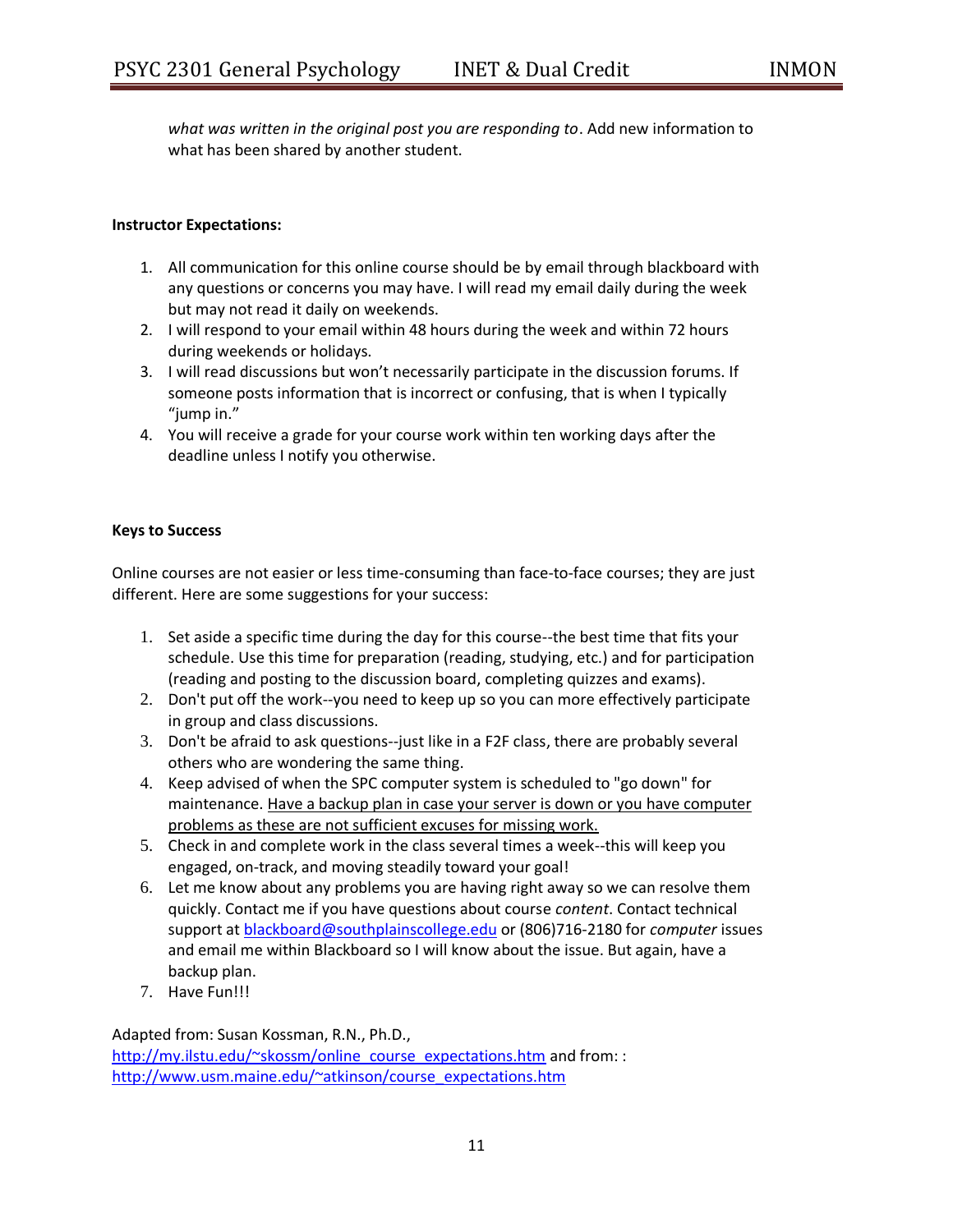*what was written in the original post you are responding to*. Add new information to what has been shared by another student.

**Instructor Expectations:**

1. All communication for this online course should be by email through blackboard with any questions or concerns you may have. I will read my email daily during the week but may not read it daily on weekends.
2. I will respond to your email within 48 hours during the week and within 72 hours during weekends or holidays.
3. I will read discussions but won't necessarily participate in the discussion forums. If someone posts information that is incorrect or confusing, that is when I typically "jump in."
4. You will receive a grade for your course work within ten working days after the deadline unless I notify you otherwise.

**Keys to Success**

Online courses are not easier or less time-consuming than face-to-face courses; they are just different. Here are some suggestions for your success:

1. Set aside a specific time during the day for this course--the best time that fits your schedule. Use this time for preparation (reading, studying, etc.) and for participation (reading and posting to the discussion board, completing quizzes and exams).
2. Don't put off the work--you need to keep up so you can more effectively participate in group and class discussions.
3. Don't be afraid to ask questions--just like in a F2F class, there are probably several others who are wondering the same thing.
4. Keep advised of when the SPC computer system is scheduled to "go down" for maintenance. <u>Have a backup plan in case your server is down or you have computer problems as these are not sufficient excuses for missing work.</u>
5. Check in and complete work in the class several times a week--this will keep you engaged, on-track, and moving steadily toward your goal!
6. Let me know about any problems you are having right away so we can resolve them quickly. Contact me if you have questions about course *content*. Contact technical support at blackboard@southplainscollege.edu or (806)716-2180 for *computer* issues and email me within Blackboard so I will know about the issue. But again, have a backup plan.
7. Have Fun!!!

Adapted from: Susan Kossman, R.N., Ph.D., http://my.ilstu.edu/~skossm/online_course_expectations.htm and from: : http://www.usm.maine.edu/~atkinson/course_expectations.htm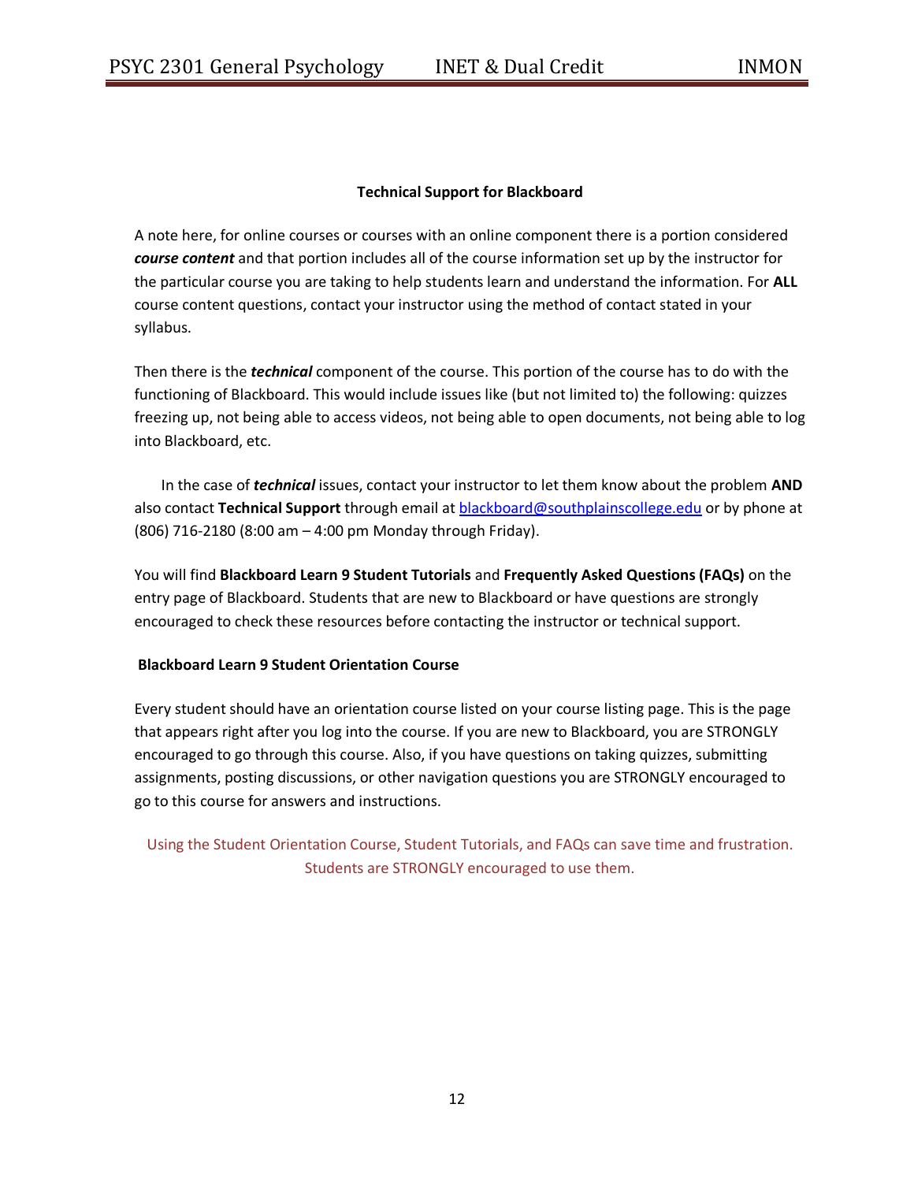### Technical Support for Blackboard

A note here, for online courses or courses with an online component there is a portion considered ***course content*** and that portion includes all of the course information set up by the instructor for the particular course you are taking to help students learn and understand the information. For **ALL** course content questions, contact your instructor using the method of contact stated in your syllabus.

Then there is the ***technical*** component of the course. This portion of the course has to do with the functioning of Blackboard. This would include issues like (but not limited to) the following: quizzes freezing up, not being able to access videos, not being able to open documents, not being able to log into Blackboard, etc.

In the case of ***technical*** issues, contact your instructor to let them know about the problem **AND** also contact **Technical Support** through email at blackboard@southplainscollege.edu or by phone at (806) 716-2180 (8:00 am – 4:00 pm Monday through Friday).

You will find **Blackboard Learn 9 Student Tutorials** and **Frequently Asked Questions (FAQs)** on the entry page of Blackboard. Students that are new to Blackboard or have questions are strongly encouraged to check these resources before contacting the instructor or technical support.

### Blackboard Learn 9 Student Orientation Course

Every student should have an orientation course listed on your course listing page. This is the page that appears right after you log into the course. If you are new to Blackboard, you are STRONGLY encouraged to go through this course. Also, if you have questions on taking quizzes, submitting assignments, posting discussions, or other navigation questions you are STRONGLY encouraged to go to this course for answers and instructions.

Using the Student Orientation Course, Student Tutorials, and FAQs can save time and frustration. Students are STRONGLY encouraged to use them.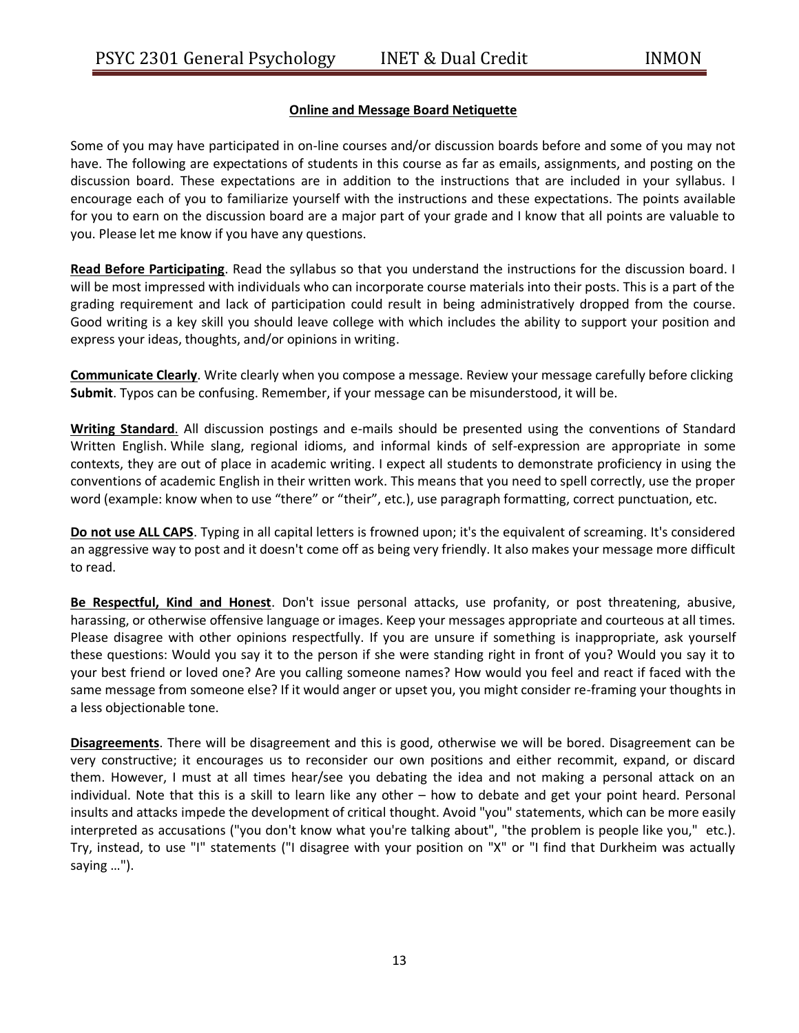## Online and Message Board Netiquette

Some of you may have participated in on-line courses and/or discussion boards before and some of you may not have. The following are expectations of students in this course as far as emails, assignments, and posting on the discussion board. These expectations are in addition to the instructions that are included in your syllabus. I encourage each of you to familiarize yourself with the instructions and these expectations. The points available for you to earn on the discussion board are a major part of your grade and I know that all points are valuable to you. Please let me know if you have any questions.

**Read Before Participating**. Read the syllabus so that you understand the instructions for the discussion board. I will be most impressed with individuals who can incorporate course materials into their posts. This is a part of the grading requirement and lack of participation could result in being administratively dropped from the course. Good writing is a key skill you should leave college with which includes the ability to support your position and express your ideas, thoughts, and/or opinions in writing.

**Communicate Clearly**. Write clearly when you compose a message. Review your message carefully before clicking **Submit**. Typos can be confusing. Remember, if your message can be misunderstood, it will be.

**Writing Standard**. All discussion postings and e-mails should be presented using the conventions of Standard Written English. While slang, regional idioms, and informal kinds of self-expression are appropriate in some contexts, they are out of place in academic writing. I expect all students to demonstrate proficiency in using the conventions of academic English in their written work. This means that you need to spell correctly, use the proper word (example: know when to use "there" or "their", etc.), use paragraph formatting, correct punctuation, etc.

**Do not use ALL CAPS**. Typing in all capital letters is frowned upon; it's the equivalent of screaming. It's considered an aggressive way to post and it doesn't come off as being very friendly. It also makes your message more difficult to read.

**Be Respectful, Kind and Honest**. Don't issue personal attacks, use profanity, or post threatening, abusive, harassing, or otherwise offensive language or images. Keep your messages appropriate and courteous at all times. Please disagree with other opinions respectfully. If you are unsure if something is inappropriate, ask yourself these questions: Would you say it to the person if she were standing right in front of you? Would you say it to your best friend or loved one? Are you calling someone names? How would you feel and react if faced with the same message from someone else? If it would anger or upset you, you might consider re-framing your thoughts in a less objectionable tone.

**Disagreements**. There will be disagreement and this is good, otherwise we will be bored. Disagreement can be very constructive; it encourages us to reconsider our own positions and either recommit, expand, or discard them. However, I must at all times hear/see you debating the idea and not making a personal attack on an individual. Note that this is a skill to learn like any other – how to debate and get your point heard. Personal insults and attacks impede the development of critical thought. Avoid "you" statements, which can be more easily interpreted as accusations ("you don't know what you're talking about", "the problem is people like you," etc.). Try, instead, to use "I" statements ("I disagree with your position on "X" or "I find that Durkheim was actually saying …").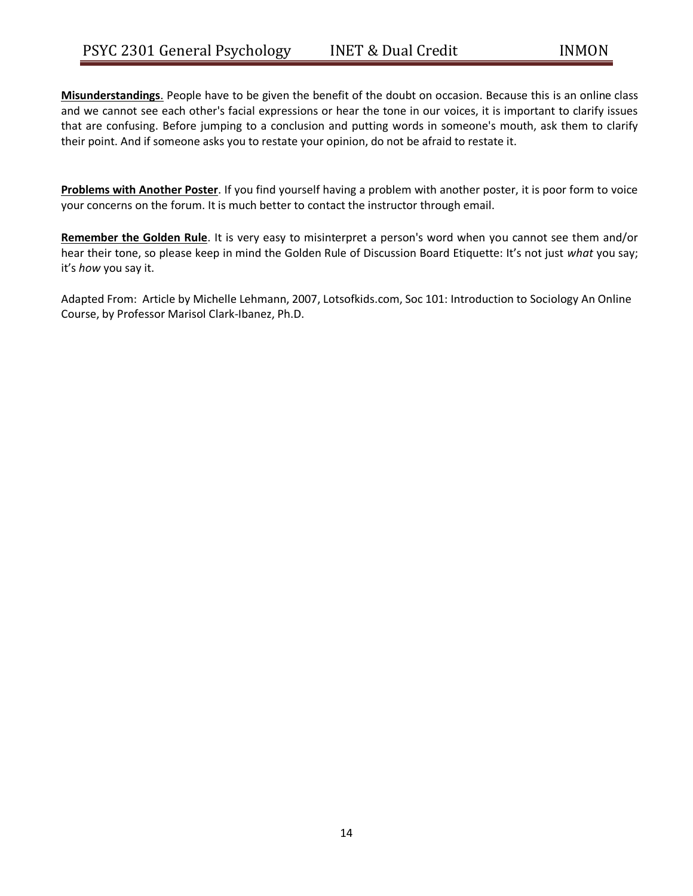**Misunderstandings**. People have to be given the benefit of the doubt on occasion. Because this is an online class and we cannot see each other's facial expressions or hear the tone in our voices, it is important to clarify issues that are confusing. Before jumping to a conclusion and putting words in someone's mouth, ask them to clarify their point. And if someone asks you to restate your opinion, do not be afraid to restate it.

**Problems with Another Poster**. If you find yourself having a problem with another poster, it is poor form to voice your concerns on the forum. It is much better to contact the instructor through email.

**Remember the Golden Rule**. It is very easy to misinterpret a person's word when you cannot see them and/or hear their tone, so please keep in mind the Golden Rule of Discussion Board Etiquette: It's not just *what* you say; it's *how* you say it.

Adapted From: Article by Michelle Lehmann, 2007, Lotsofkids.com, Soc 101: Introduction to Sociology An Online Course, by Professor Marisol Clark-Ibanez, Ph.D.